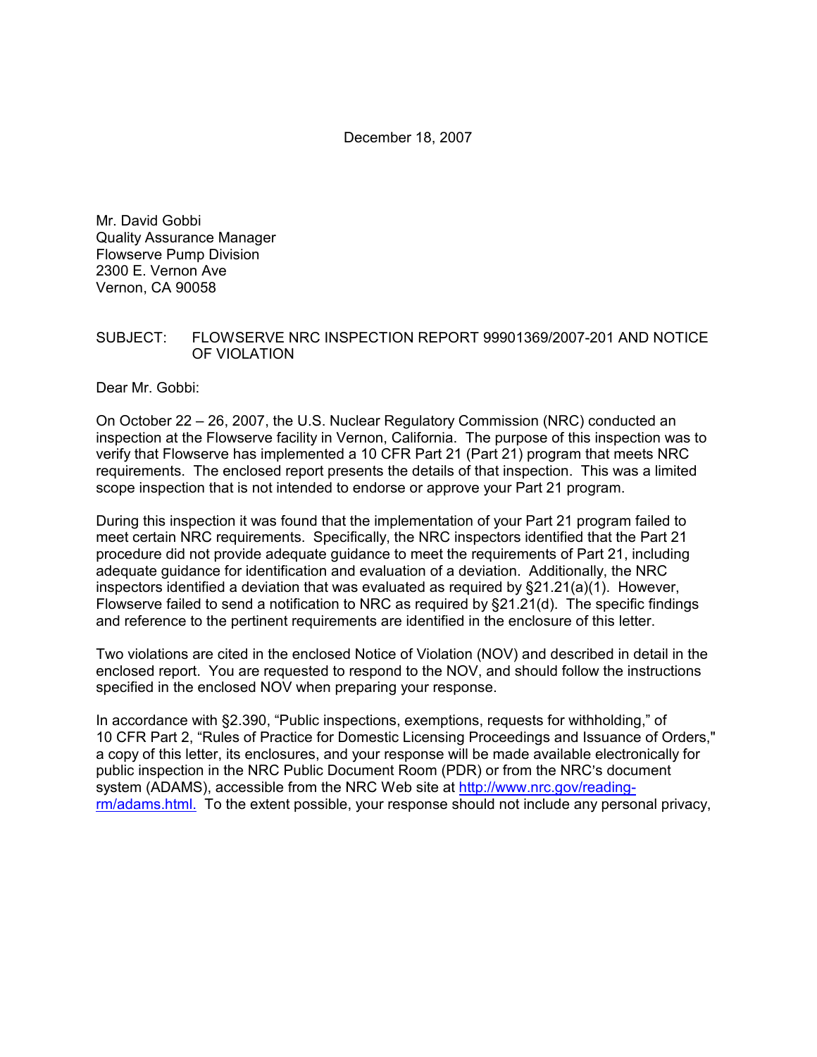December 18, 2007

Mr. David Gobbi
Quality Assurance Manager
Flowserve Pump Division
2300 E. Vernon Ave
Vernon, CA 90058

SUBJECT: FLOWSERVE NRC INSPECTION REPORT 99901369/2007-201 AND NOTICE OF VIOLATION

Dear Mr. Gobbi:

On October 22 – 26, 2007, the U.S. Nuclear Regulatory Commission (NRC) conducted an inspection at the Flowserve facility in Vernon, California. The purpose of this inspection was to verify that Flowserve has implemented a 10 CFR Part 21 (Part 21) program that meets NRC requirements. The enclosed report presents the details of that inspection. This was a limited scope inspection that is not intended to endorse or approve your Part 21 program.

During this inspection it was found that the implementation of your Part 21 program failed to meet certain NRC requirements. Specifically, the NRC inspectors identified that the Part 21 procedure did not provide adequate guidance to meet the requirements of Part 21, including adequate guidance for identification and evaluation of a deviation. Additionally, the NRC inspectors identified a deviation that was evaluated as required by §21.21(a)(1). However, Flowserve failed to send a notification to NRC as required by §21.21(d). The specific findings and reference to the pertinent requirements are identified in the enclosure of this letter.

Two violations are cited in the enclosed Notice of Violation (NOV) and described in detail in the enclosed report. You are requested to respond to the NOV, and should follow the instructions specified in the enclosed NOV when preparing your response.

In accordance with §2.390, "Public inspections, exemptions, requests for withholding," of 10 CFR Part 2, "Rules of Practice for Domestic Licensing Proceedings and Issuance of Orders," a copy of this letter, its enclosures, and your response will be made available electronically for public inspection in the NRC Public Document Room (PDR) or from the NRC's document system (ADAMS), accessible from the NRC Web site at http://www.nrc.gov/reading-rm/adams.html. To the extent possible, your response should not include any personal privacy,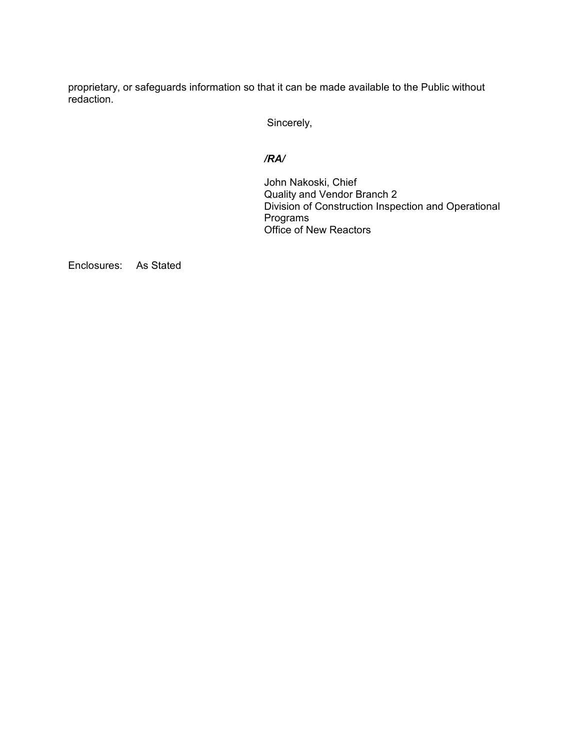proprietary, or safeguards information so that it can be made available to the Public without redaction.

Sincerely,

***/RA/***

John Nakoski, Chief
Quality and Vendor Branch 2
Division of Construction Inspection and Operational Programs
Office of New Reactors

Enclosures: As Stated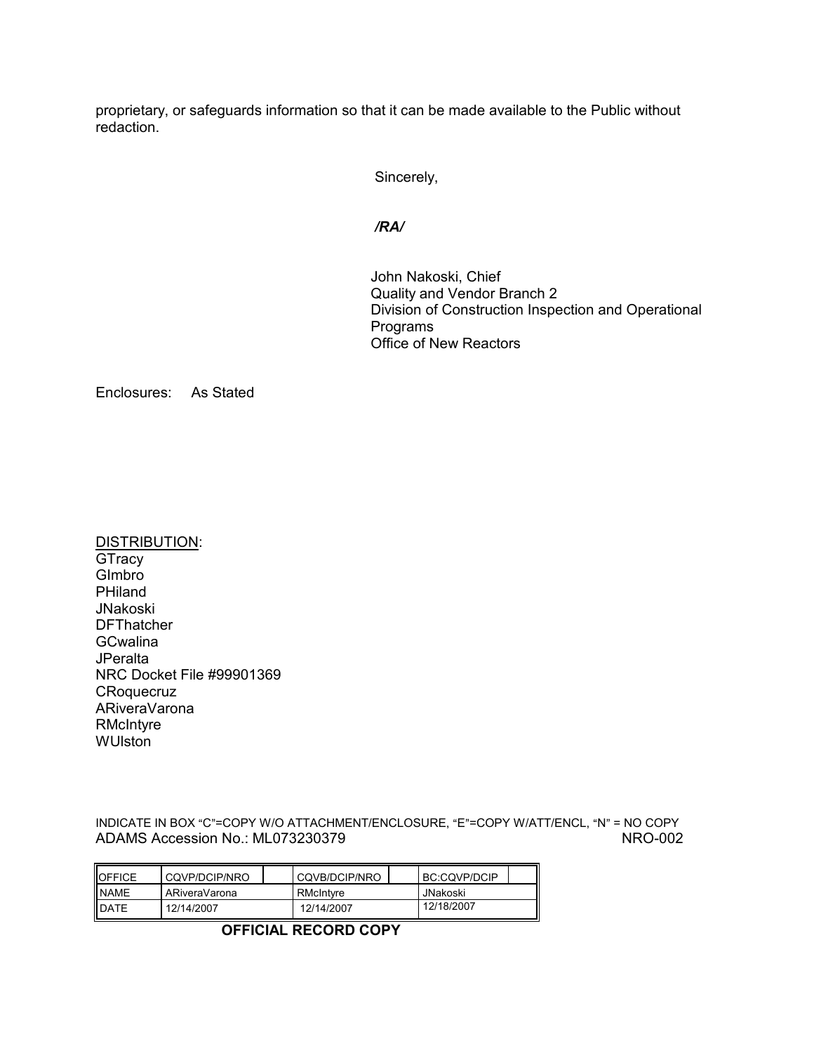proprietary, or safeguards information so that it can be made available to the Public without redaction.

Sincerely,

*/RA/*

John Nakoski, Chief
Quality and Vendor Branch 2
Division of Construction Inspection and Operational Programs
Office of New Reactors

Enclosures: As Stated

DISTRIBUTION:
GTracy
GImbro
PHiland
JNakoski
DFThatcher
GCwalina
JPeralta
NRC Docket File #99901369
CRoquecruz
ARiveraVarona
RMcIntyre
WUlston

INDICATE IN BOX "C"=COPY W/O ATTACHMENT/ENCLOSURE, "E"=COPY W/ATT/ENCL, "N" = NO COPY
ADAMS Accession No.: ML073230379 NRO-002

| OFFICE | CQVP/DCIP/NRO | | CQVB/DCIP/NRO | | BC:CQVP/DCIP | |
|---|---|---|---|---|---|---|
| NAME | ARiveraVarona | | RMcIntyre | | JNakoski | |
| DATE | 12/14/2007 | | 12/14/2007 | | 12/18/2007 | |

**OFFICIAL RECORD COPY**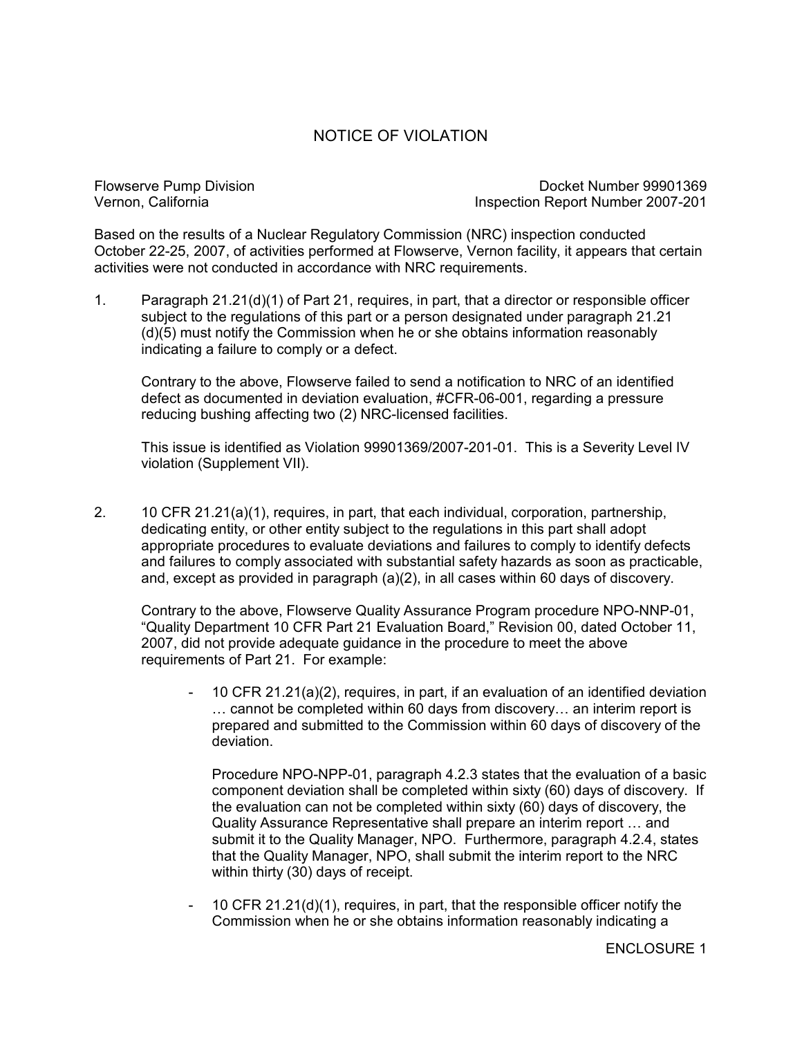# NOTICE OF VIOLATION

Flowserve Pump Division
Vernon, California

Docket Number 99901369
Inspection Report Number 2007-201

Based on the results of a Nuclear Regulatory Commission (NRC) inspection conducted October 22-25, 2007, of activities performed at Flowserve, Vernon facility, it appears that certain activities were not conducted in accordance with NRC requirements.

1. Paragraph 21.21(d)(1) of Part 21, requires, in part, that a director or responsible officer subject to the regulations of this part or a person designated under paragraph 21.21 (d)(5) must notify the Commission when he or she obtains information reasonably indicating a failure to comply or a defect.

   Contrary to the above, Flowserve failed to send a notification to NRC of an identified defect as documented in deviation evaluation, #CFR-06-001, regarding a pressure reducing bushing affecting two (2) NRC-licensed facilities.

   This issue is identified as Violation 99901369/2007-201-01. This is a Severity Level IV violation (Supplement VII).

2. 10 CFR 21.21(a)(1), requires, in part, that each individual, corporation, partnership, dedicating entity, or other entity subject to the regulations in this part shall adopt appropriate procedures to evaluate deviations and failures to comply to identify defects and failures to comply associated with substantial safety hazards as soon as practicable, and, except as provided in paragraph (a)(2), in all cases within 60 days of discovery.

   Contrary to the above, Flowserve Quality Assurance Program procedure NPO-NNP-01, "Quality Department 10 CFR Part 21 Evaluation Board," Revision 00, dated October 11, 2007, did not provide adequate guidance in the procedure to meet the above requirements of Part 21. For example:

   - 10 CFR 21.21(a)(2), requires, in part, if an evaluation of an identified deviation … cannot be completed within 60 days from discovery… an interim report is prepared and submitted to the Commission within 60 days of discovery of the deviation.

     Procedure NPO-NPP-01, paragraph 4.2.3 states that the evaluation of a basic component deviation shall be completed within sixty (60) days of discovery. If the evaluation can not be completed within sixty (60) days of discovery, the Quality Assurance Representative shall prepare an interim report … and submit it to the Quality Manager, NPO. Furthermore, paragraph 4.2.4, states that the Quality Manager, NPO, shall submit the interim report to the NRC within thirty (30) days of receipt.

   - 10 CFR 21.21(d)(1), requires, in part, that the responsible officer notify the Commission when he or she obtains information reasonably indicating a

ENCLOSURE 1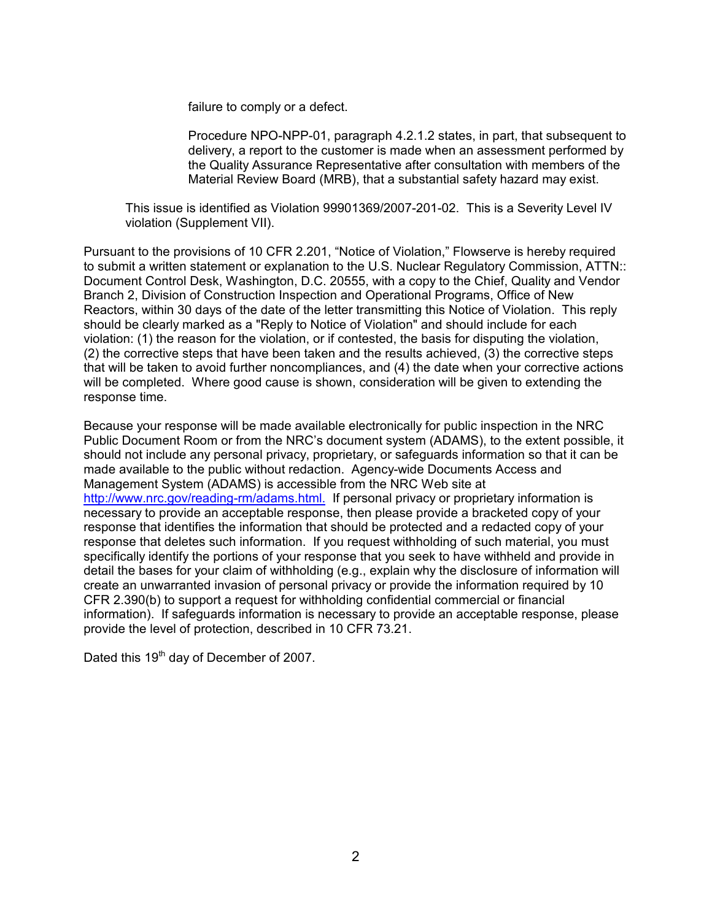failure to comply or a defect.

Procedure NPO-NPP-01, paragraph 4.2.1.2 states, in part, that subsequent to delivery, a report to the customer is made when an assessment performed by the Quality Assurance Representative after consultation with members of the Material Review Board (MRB), that a substantial safety hazard may exist.

This issue is identified as Violation 99901369/2007-201-02. This is a Severity Level IV violation (Supplement VII).

Pursuant to the provisions of 10 CFR 2.201, "Notice of Violation," Flowserve is hereby required to submit a written statement or explanation to the U.S. Nuclear Regulatory Commission, ATTN:: Document Control Desk, Washington, D.C. 20555, with a copy to the Chief, Quality and Vendor Branch 2, Division of Construction Inspection and Operational Programs, Office of New Reactors, within 30 days of the date of the letter transmitting this Notice of Violation. This reply should be clearly marked as a "Reply to Notice of Violation" and should include for each violation: (1) the reason for the violation, or if contested, the basis for disputing the violation, (2) the corrective steps that have been taken and the results achieved, (3) the corrective steps that will be taken to avoid further noncompliances, and (4) the date when your corrective actions will be completed. Where good cause is shown, consideration will be given to extending the response time.

Because your response will be made available electronically for public inspection in the NRC Public Document Room or from the NRC's document system (ADAMS), to the extent possible, it should not include any personal privacy, proprietary, or safeguards information so that it can be made available to the public without redaction. Agency-wide Documents Access and Management System (ADAMS) is accessible from the NRC Web site at http://www.nrc.gov/reading-rm/adams.html. If personal privacy or proprietary information is necessary to provide an acceptable response, then please provide a bracketed copy of your response that identifies the information that should be protected and a redacted copy of your response that deletes such information. If you request withholding of such material, you must specifically identify the portions of your response that you seek to have withheld and provide in detail the bases for your claim of withholding (e.g., explain why the disclosure of information will create an unwarranted invasion of personal privacy or provide the information required by 10 CFR 2.390(b) to support a request for withholding confidential commercial or financial information). If safeguards information is necessary to provide an acceptable response, please provide the level of protection, described in 10 CFR 73.21.

Dated this 19th day of December of 2007.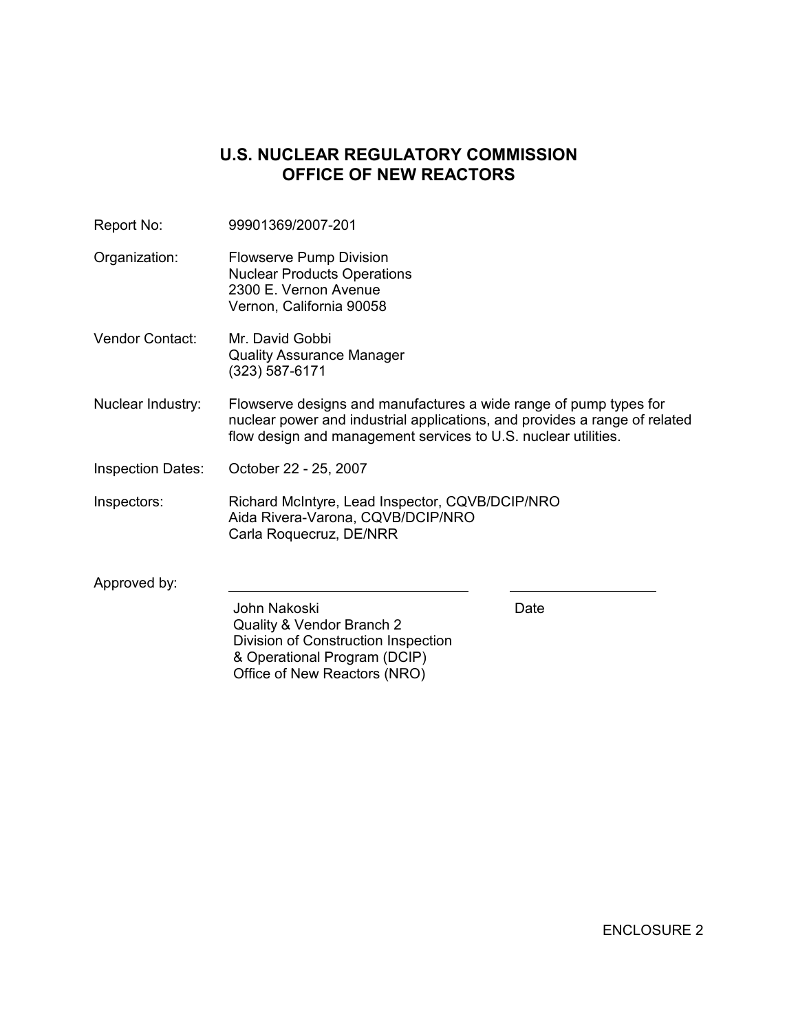# U.S. NUCLEAR REGULATORY COMMISSION
# OFFICE OF NEW REACTORS

Report No: 99901369/2007-201

Organization: Flowserve Pump Division
Nuclear Products Operations
2300 E. Vernon Avenue
Vernon, California 90058

Vendor Contact: Mr. David Gobbi
Quality Assurance Manager
(323) 587-6171

Nuclear Industry: Flowserve designs and manufactures a wide range of pump types for nuclear power and industrial applications, and provides a range of related flow design and management services to U.S. nuclear utilities.

Inspection Dates: October 22 - 25, 2007

Inspectors: Richard McIntyre, Lead Inspector, CQVB/DCIP/NRO
Aida Rivera-Varona, CQVB/DCIP/NRO
Carla Roquecruz, DE/NRR

Approved by: ______________________________ ____________________

John Nakoski
Quality & Vendor Branch 2
Division of Construction Inspection
& Operational Program (DCIP)
Office of New Reactors (NRO)

Date

ENCLOSURE 2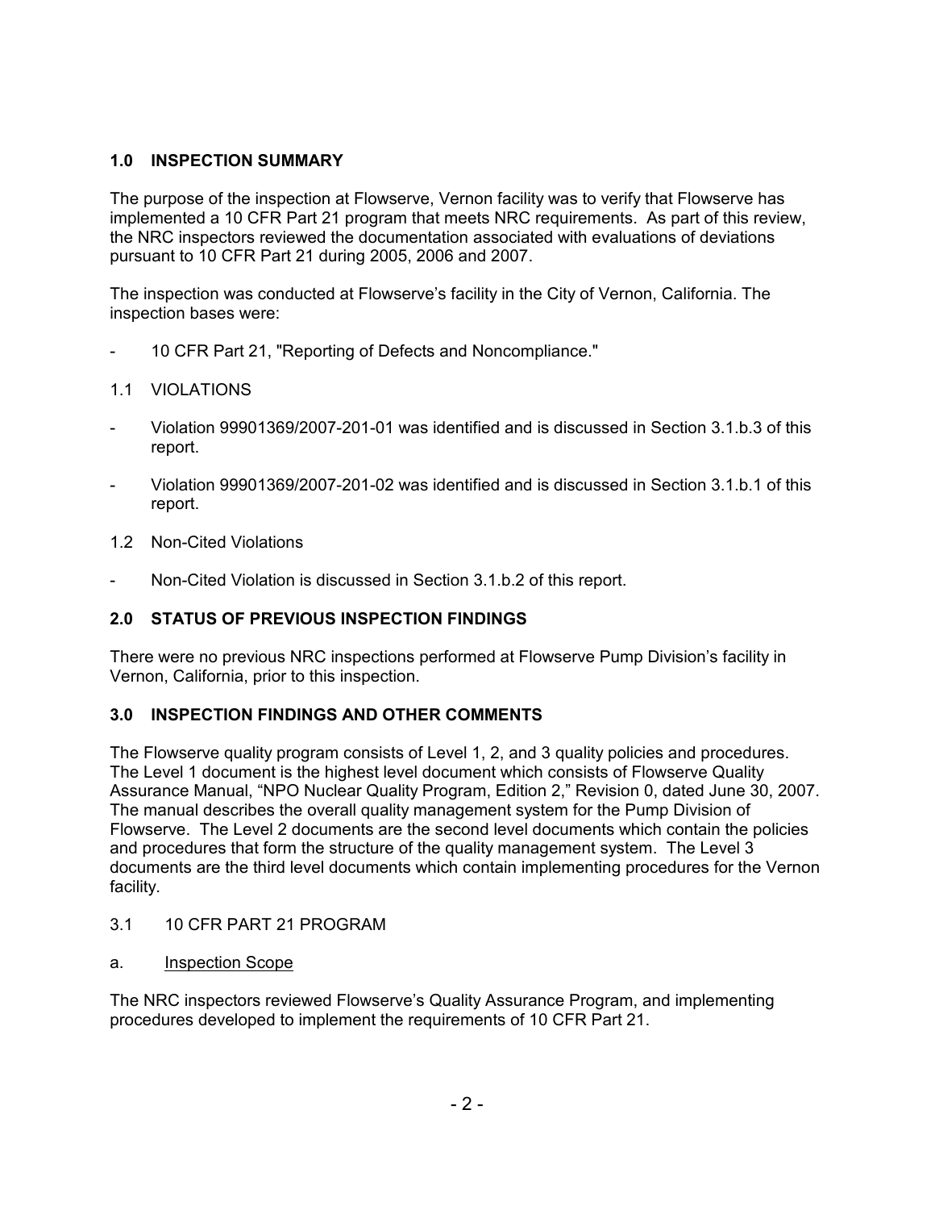## 1.0 INSPECTION SUMMARY

The purpose of the inspection at Flowserve, Vernon facility was to verify that Flowserve has implemented a 10 CFR Part 21 program that meets NRC requirements. As part of this review, the NRC inspectors reviewed the documentation associated with evaluations of deviations pursuant to 10 CFR Part 21 during 2005, 2006 and 2007.

The inspection was conducted at Flowserve's facility in the City of Vernon, California. The inspection bases were:

- 10 CFR Part 21, "Reporting of Defects and Noncompliance."

### 1.1 VIOLATIONS

- Violation 99901369/2007-201-01 was identified and is discussed in Section 3.1.b.3 of this report.
- Violation 99901369/2007-201-02 was identified and is discussed in Section 3.1.b.1 of this report.

### 1.2 Non-Cited Violations

- Non-Cited Violation is discussed in Section 3.1.b.2 of this report.

## 2.0 STATUS OF PREVIOUS INSPECTION FINDINGS

There were no previous NRC inspections performed at Flowserve Pump Division's facility in Vernon, California, prior to this inspection.

## 3.0 INSPECTION FINDINGS AND OTHER COMMENTS

The Flowserve quality program consists of Level 1, 2, and 3 quality policies and procedures. The Level 1 document is the highest level document which consists of Flowserve Quality Assurance Manual, "NPO Nuclear Quality Program, Edition 2," Revision 0, dated June 30, 2007. The manual describes the overall quality management system for the Pump Division of Flowserve. The Level 2 documents are the second level documents which contain the policies and procedures that form the structure of the quality management system. The Level 3 documents are the third level documents which contain implementing procedures for the Vernon facility.

### 3.1 10 CFR PART 21 PROGRAM

a. Inspection Scope

The NRC inspectors reviewed Flowserve's Quality Assurance Program, and implementing procedures developed to implement the requirements of 10 CFR Part 21.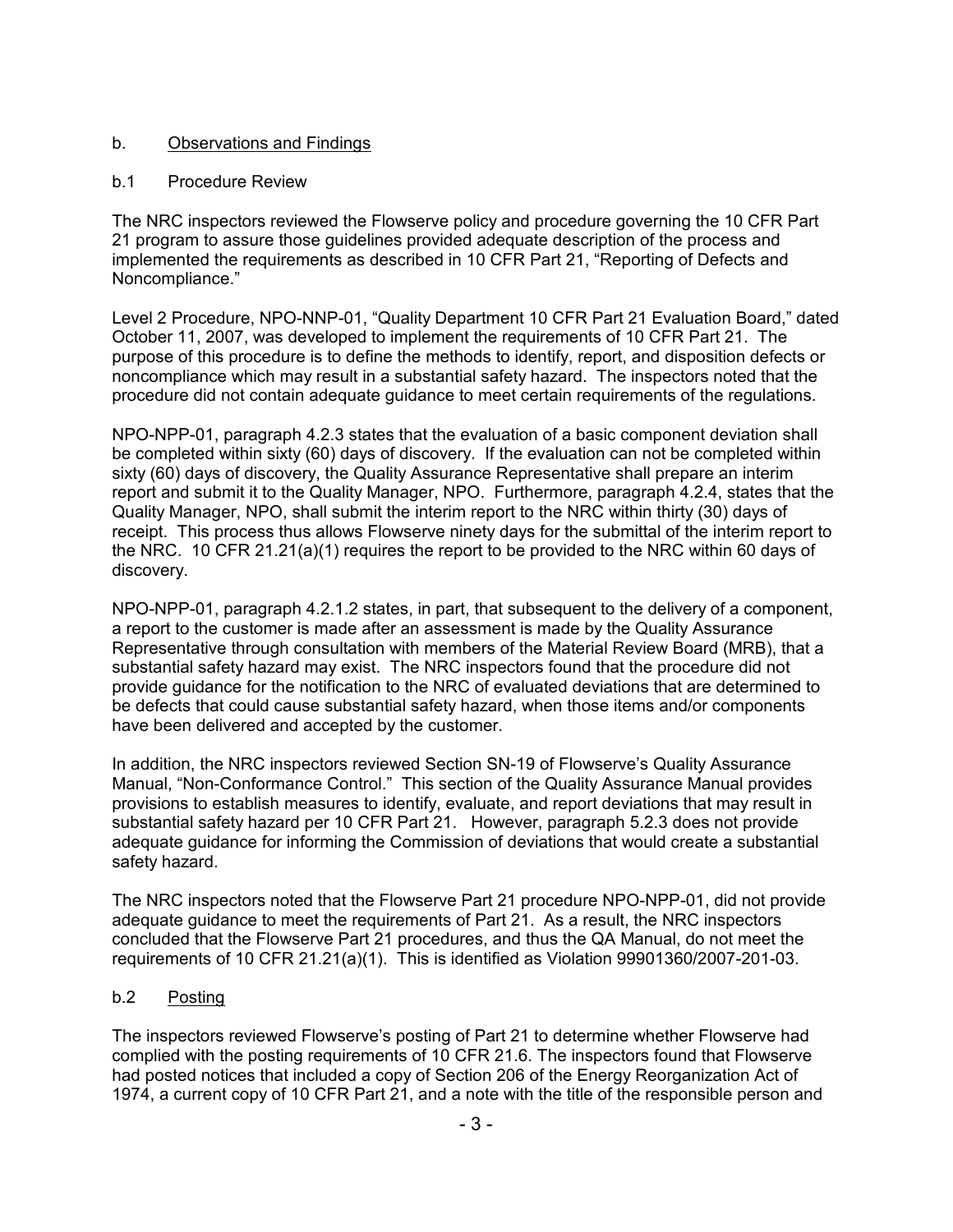## b. Observations and Findings

### b.1 Procedure Review

The NRC inspectors reviewed the Flowserve policy and procedure governing the 10 CFR Part 21 program to assure those guidelines provided adequate description of the process and implemented the requirements as described in 10 CFR Part 21, "Reporting of Defects and Noncompliance."

Level 2 Procedure, NPO-NNP-01, "Quality Department 10 CFR Part 21 Evaluation Board," dated October 11, 2007, was developed to implement the requirements of 10 CFR Part 21. The purpose of this procedure is to define the methods to identify, report, and disposition defects or noncompliance which may result in a substantial safety hazard. The inspectors noted that the procedure did not contain adequate guidance to meet certain requirements of the regulations.

NPO-NPP-01, paragraph 4.2.3 states that the evaluation of a basic component deviation shall be completed within sixty (60) days of discovery. If the evaluation can not be completed within sixty (60) days of discovery, the Quality Assurance Representative shall prepare an interim report and submit it to the Quality Manager, NPO. Furthermore, paragraph 4.2.4, states that the Quality Manager, NPO, shall submit the interim report to the NRC within thirty (30) days of receipt. This process thus allows Flowserve ninety days for the submittal of the interim report to the NRC. 10 CFR 21.21(a)(1) requires the report to be provided to the NRC within 60 days of discovery.

NPO-NPP-01, paragraph 4.2.1.2 states, in part, that subsequent to the delivery of a component, a report to the customer is made after an assessment is made by the Quality Assurance Representative through consultation with members of the Material Review Board (MRB), that a substantial safety hazard may exist. The NRC inspectors found that the procedure did not provide guidance for the notification to the NRC of evaluated deviations that are determined to be defects that could cause substantial safety hazard, when those items and/or components have been delivered and accepted by the customer.

In addition, the NRC inspectors reviewed Section SN-19 of Flowserve's Quality Assurance Manual, "Non-Conformance Control." This section of the Quality Assurance Manual provides provisions to establish measures to identify, evaluate, and report deviations that may result in substantial safety hazard per 10 CFR Part 21. However, paragraph 5.2.3 does not provide adequate guidance for informing the Commission of deviations that would create a substantial safety hazard.

The NRC inspectors noted that the Flowserve Part 21 procedure NPO-NPP-01, did not provide adequate guidance to meet the requirements of Part 21. As a result, the NRC inspectors concluded that the Flowserve Part 21 procedures, and thus the QA Manual, do not meet the requirements of 10 CFR 21.21(a)(1). This is identified as Violation 99901360/2007-201-03.

### b.2 Posting

The inspectors reviewed Flowserve's posting of Part 21 to determine whether Flowserve had complied with the posting requirements of 10 CFR 21.6. The inspectors found that Flowserve had posted notices that included a copy of Section 206 of the Energy Reorganization Act of 1974, a current copy of 10 CFR Part 21, and a note with the title of the responsible person and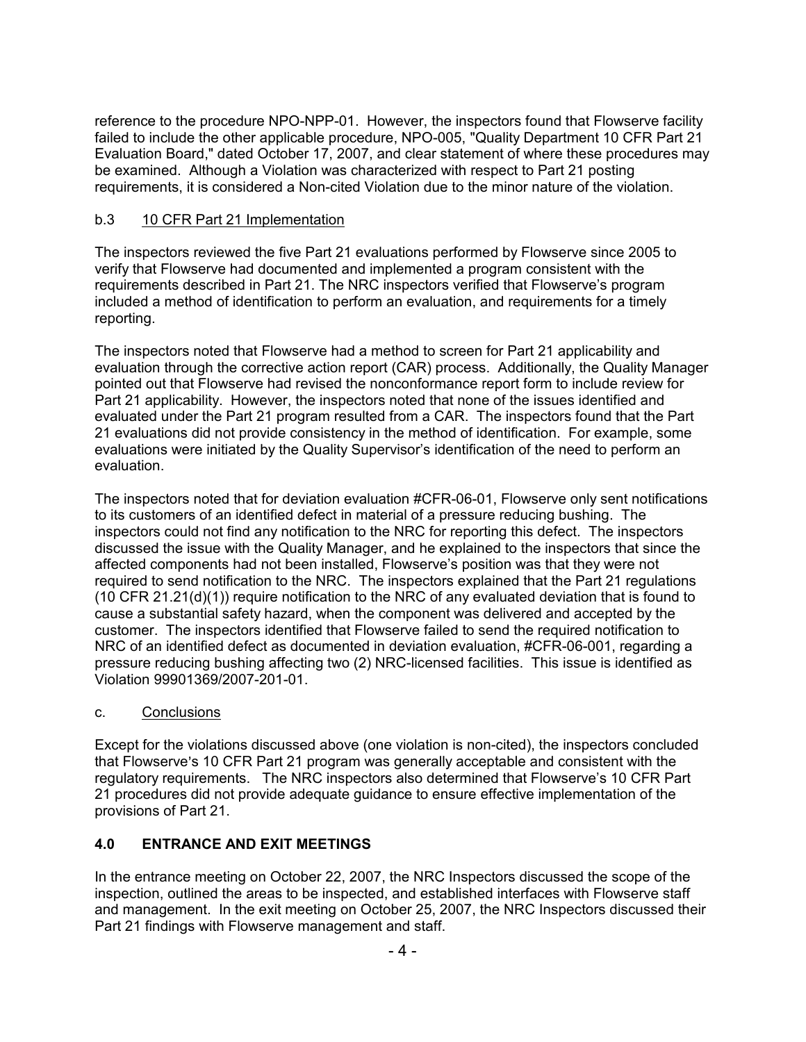reference to the procedure NPO-NPP-01. However, the inspectors found that Flowserve facility failed to include the other applicable procedure, NPO-005, "Quality Department 10 CFR Part 21 Evaluation Board," dated October 17, 2007, and clear statement of where these procedures may be examined. Although a Violation was characterized with respect to Part 21 posting requirements, it is considered a Non-cited Violation due to the minor nature of the violation.

b.3 10 CFR Part 21 Implementation

The inspectors reviewed the five Part 21 evaluations performed by Flowserve since 2005 to verify that Flowserve had documented and implemented a program consistent with the requirements described in Part 21. The NRC inspectors verified that Flowserve's program included a method of identification to perform an evaluation, and requirements for a timely reporting.

The inspectors noted that Flowserve had a method to screen for Part 21 applicability and evaluation through the corrective action report (CAR) process. Additionally, the Quality Manager pointed out that Flowserve had revised the nonconformance report form to include review for Part 21 applicability. However, the inspectors noted that none of the issues identified and evaluated under the Part 21 program resulted from a CAR. The inspectors found that the Part 21 evaluations did not provide consistency in the method of identification. For example, some evaluations were initiated by the Quality Supervisor's identification of the need to perform an evaluation.

The inspectors noted that for deviation evaluation #CFR-06-01, Flowserve only sent notifications to its customers of an identified defect in material of a pressure reducing bushing. The inspectors could not find any notification to the NRC for reporting this defect. The inspectors discussed the issue with the Quality Manager, and he explained to the inspectors that since the affected components had not been installed, Flowserve's position was that they were not required to send notification to the NRC. The inspectors explained that the Part 21 regulations (10 CFR 21.21(d)(1)) require notification to the NRC of any evaluated deviation that is found to cause a substantial safety hazard, when the component was delivered and accepted by the customer. The inspectors identified that Flowserve failed to send the required notification to NRC of an identified defect as documented in deviation evaluation, #CFR-06-001, regarding a pressure reducing bushing affecting two (2) NRC-licensed facilities. This issue is identified as Violation 99901369/2007-201-01.

c. Conclusions

Except for the violations discussed above (one violation is non-cited), the inspectors concluded that Flowserve's 10 CFR Part 21 program was generally acceptable and consistent with the regulatory requirements. The NRC inspectors also determined that Flowserve's 10 CFR Part 21 procedures did not provide adequate guidance to ensure effective implementation of the provisions of Part 21.

## 4.0 ENTRANCE AND EXIT MEETINGS

In the entrance meeting on October 22, 2007, the NRC Inspectors discussed the scope of the inspection, outlined the areas to be inspected, and established interfaces with Flowserve staff and management. In the exit meeting on October 25, 2007, the NRC Inspectors discussed their Part 21 findings with Flowserve management and staff.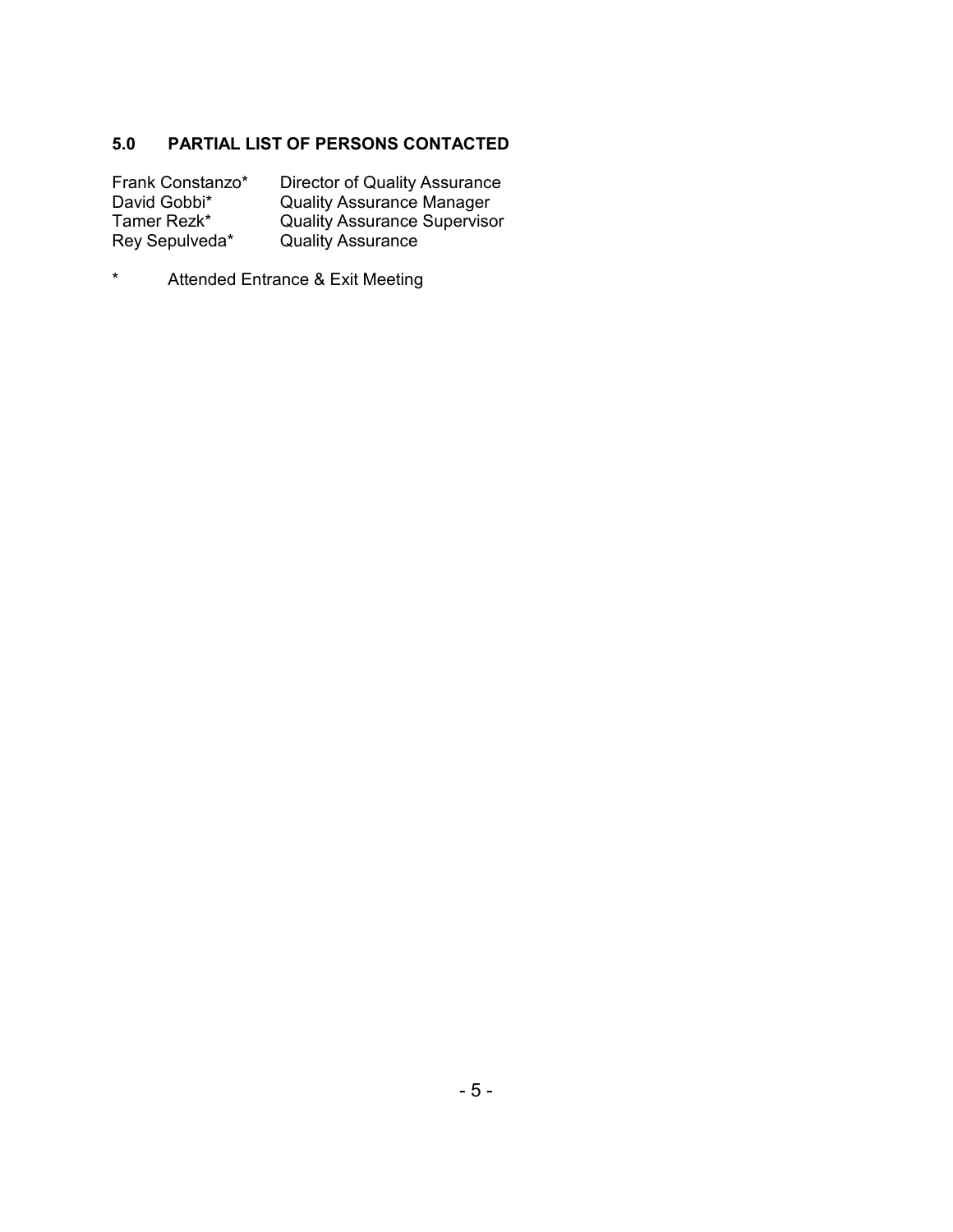## 5.0 PARTIAL LIST OF PERSONS CONTACTED

| | |
|---|---|
| Frank Constanzo* | Director of Quality Assurance |
| David Gobbi* | Quality Assurance Manager |
| Tamer Rezk* | Quality Assurance Supervisor |
| Rey Sepulveda* | Quality Assurance |

\* Attended Entrance & Exit Meeting